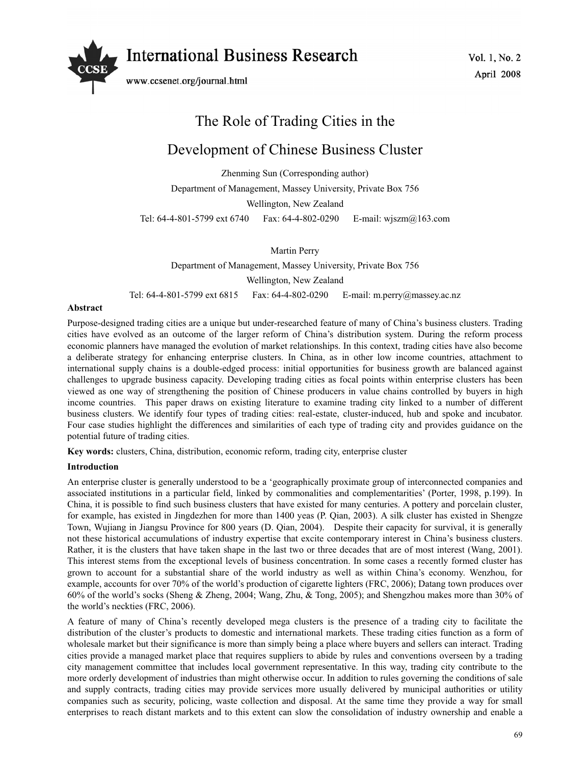# The Role of Trading Cities in the Development of Chinese Business Cluster

Zhenming Sun (Corresponding author)

Department of Management, Massey University, Private Box 756

Wellington, New Zealand

Tel: 64-4-801-5799 ext 6740 Fax: 64-4-802-0290 E-mail: wjszm@163.com

Martin Perry

Department of Management, Massey University, Private Box 756

Wellington, New Zealand

Tel: 64-4-801-5799 ext 6815 Fax: 64-4-802-0290 E-mail: m.perry@massey.ac.nz

**Abstract**

Purpose-designed trading cities are a unique but under-researched feature of many of China's business clusters. Trading cities have evolved as an outcome of the larger reform of China's distribution system. During the reform process economic planners have managed the evolution of market relationships. In this context, trading cities have also become a deliberate strategy for enhancing enterprise clusters. In China, as in other low income countries, attachment to international supply chains is a double-edged process: initial opportunities for business growth are balanced against challenges to upgrade business capacity. Developing trading cities as focal points within enterprise clusters has been viewed as one way of strengthening the position of Chinese producers in value chains controlled by buyers in high income countries. This paper draws on existing literature to examine trading city linked to a number of different business clusters. We identify four types of trading cities: real-estate, cluster-induced, hub and spoke and incubator. Four case studies highlight the differences and similarities of each type of trading city and provides guidance on the potential future of trading cities.

**Key words:** clusters, China, distribution, economic reform, trading city, enterprise cluster

**Introduction**

An enterprise cluster is generally understood to be a 'geographically proximate group of interconnected companies and associated institutions in a particular field, linked by commonalities and complementarities' (Porter, 1998, p.199). In China, it is possible to find such business clusters that have existed for many centuries. A pottery and porcelain cluster, for example, has existed in Jingdezhen for more than 1400 yeas (P. Qian, 2003). A silk cluster has existed in Shengze Town, Wujiang in Jiangsu Province for 800 years (D. Qian, 2004). Despite their capacity for survival, it is generally not these historical accumulations of industry expertise that excite contemporary interest in China's business clusters. Rather, it is the clusters that have taken shape in the last two or three decades that are of most interest (Wang, 2001). This interest stems from the exceptional levels of business concentration. In some cases a recently formed cluster has grown to account for a substantial share of the world industry as well as within China's economy. Wenzhou, for example, accounts for over 70% of the world's production of cigarette lighters (FRC, 2006); Datang town produces over 60% of the world's socks (Sheng & Zheng, 2004; Wang, Zhu, & Tong, 2005); and Shengzhou makes more than 30% of the world's neckties (FRC, 2006).

A feature of many of China's recently developed mega clusters is the presence of a trading city to facilitate the distribution of the cluster's products to domestic and international markets. These trading cities function as a form of wholesale market but their significance is more than simply being a place where buyers and sellers can interact. Trading cities provide a managed market place that requires suppliers to abide by rules and conventions overseen by a trading city management committee that includes local government representative. In this way, trading city contribute to the more orderly development of industries than might otherwise occur. In addition to rules governing the conditions of sale and supply contracts, trading cities may provide services more usually delivered by municipal authorities or utility companies such as security, policing, waste collection and disposal. At the same time they provide a way for small enterprises to reach distant markets and to this extent can slow the consolidation of industry ownership and enable a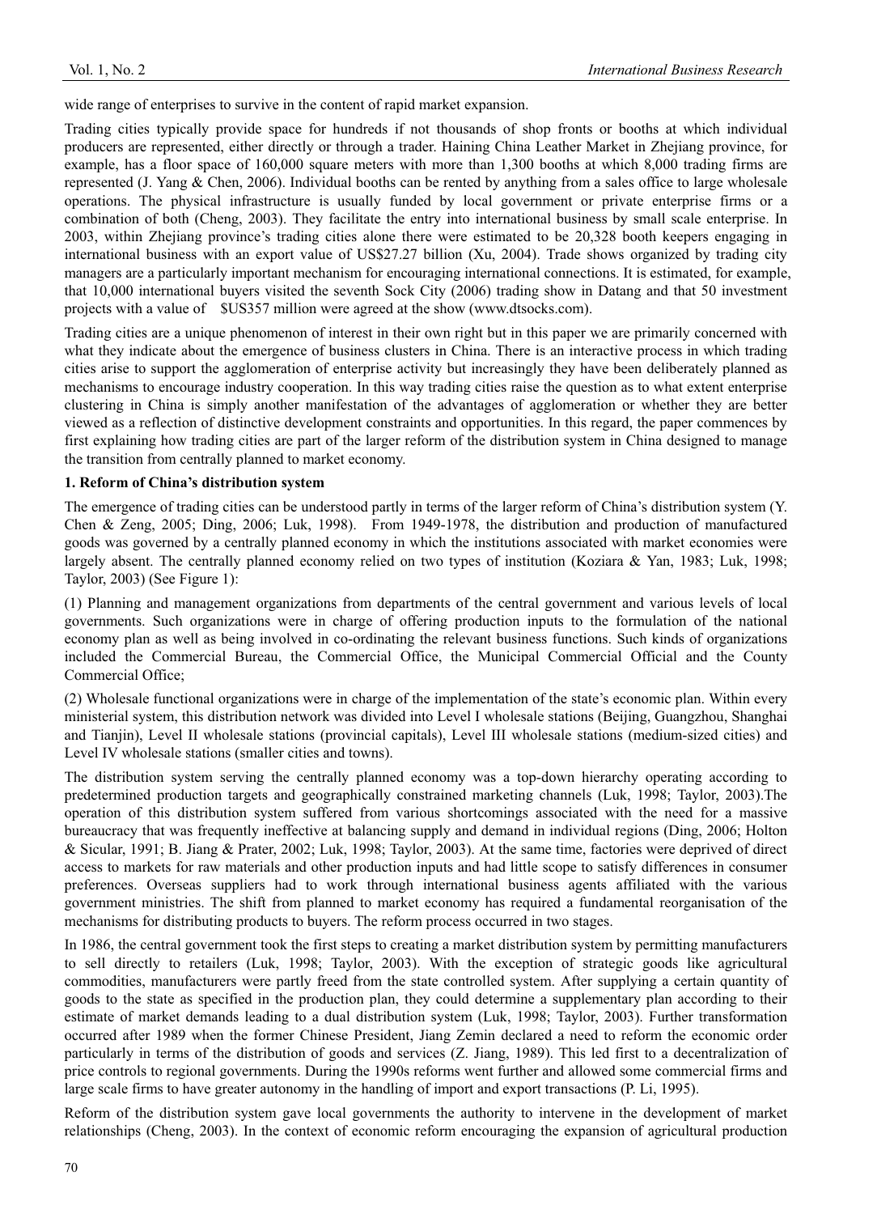wide range of enterprises to survive in the content of rapid market expansion.

Trading cities typically provide space for hundreds if not thousands of shop fronts or booths at which individual producers are represented, either directly or through a trader. Haining China Leather Market in Zhejiang province, for example, has a floor space of 160,000 square meters with more than 1,300 booths at which 8,000 trading firms are represented (J. Yang & Chen, 2006). Individual booths can be rented by anything from a sales office to large wholesale operations. The physical infrastructure is usually funded by local government or private enterprise firms or a combination of both (Cheng, 2003). They facilitate the entry into international business by small scale enterprise. In 2003, within Zhejiang province's trading cities alone there were estimated to be 20,328 booth keepers engaging in international business with an export value of US$27.27 billion (Xu, 2004). Trade shows organized by trading city managers are a particularly important mechanism for encouraging international connections. It is estimated, for example, that 10,000 international buyers visited the seventh Sock City (2006) trading show in Datang and that 50 investment projects with a value of $US357 million were agreed at the show (www.dtsocks.com).

Trading cities are a unique phenomenon of interest in their own right but in this paper we are primarily concerned with what they indicate about the emergence of business clusters in China. There is an interactive process in which trading cities arise to support the agglomeration of enterprise activity but increasingly they have been deliberately planned as mechanisms to encourage industry cooperation. In this way trading cities raise the question as to what extent enterprise clustering in China is simply another manifestation of the advantages of agglomeration or whether they are better viewed as a reflection of distinctive development constraints and opportunities. In this regard, the paper commences by first explaining how trading cities are part of the larger reform of the distribution system in China designed to manage the transition from centrally planned to market economy.

## 1. Reform of China's distribution system

The emergence of trading cities can be understood partly in terms of the larger reform of China's distribution system (Y. Chen & Zeng, 2005; Ding, 2006; Luk, 1998). From 1949-1978, the distribution and production of manufactured goods was governed by a centrally planned economy in which the institutions associated with market economies were largely absent. The centrally planned economy relied on two types of institution (Koziara & Yan, 1983; Luk, 1998; Taylor, 2003) (See Figure 1):

(1) Planning and management organizations from departments of the central government and various levels of local governments. Such organizations were in charge of offering production inputs to the formulation of the national economy plan as well as being involved in co-ordinating the relevant business functions. Such kinds of organizations included the Commercial Bureau, the Commercial Office, the Municipal Commercial Official and the County Commercial Office;

(2) Wholesale functional organizations were in charge of the implementation of the state's economic plan. Within every ministerial system, this distribution network was divided into Level I wholesale stations (Beijing, Guangzhou, Shanghai and Tianjin), Level II wholesale stations (provincial capitals), Level III wholesale stations (medium-sized cities) and Level IV wholesale stations (smaller cities and towns).

The distribution system serving the centrally planned economy was a top-down hierarchy operating according to predetermined production targets and geographically constrained marketing channels (Luk, 1998; Taylor, 2003).The operation of this distribution system suffered from various shortcomings associated with the need for a massive bureaucracy that was frequently ineffective at balancing supply and demand in individual regions (Ding, 2006; Holton & Sicular, 1991; B. Jiang & Prater, 2002; Luk, 1998; Taylor, 2003). At the same time, factories were deprived of direct access to markets for raw materials and other production inputs and had little scope to satisfy differences in consumer preferences. Overseas suppliers had to work through international business agents affiliated with the various government ministries. The shift from planned to market economy has required a fundamental reorganisation of the mechanisms for distributing products to buyers. The reform process occurred in two stages.

In 1986, the central government took the first steps to creating a market distribution system by permitting manufacturers to sell directly to retailers (Luk, 1998; Taylor, 2003). With the exception of strategic goods like agricultural commodities, manufacturers were partly freed from the state controlled system. After supplying a certain quantity of goods to the state as specified in the production plan, they could determine a supplementary plan according to their estimate of market demands leading to a dual distribution system (Luk, 1998; Taylor, 2003). Further transformation occurred after 1989 when the former Chinese President, Jiang Zemin declared a need to reform the economic order particularly in terms of the distribution of goods and services (Z. Jiang, 1989). This led first to a decentralization of price controls to regional governments. During the 1990s reforms went further and allowed some commercial firms and large scale firms to have greater autonomy in the handling of import and export transactions (P. Li, 1995).

Reform of the distribution system gave local governments the authority to intervene in the development of market relationships (Cheng, 2003). In the context of economic reform encouraging the expansion of agricultural production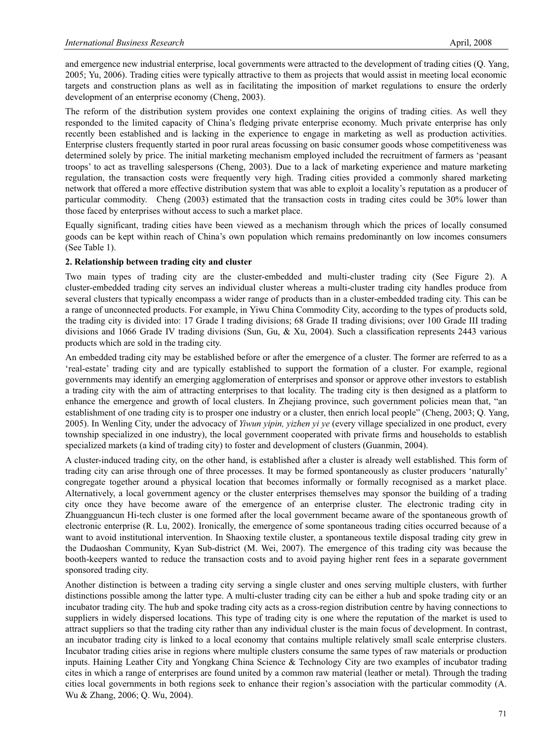and emergence new industrial enterprise, local governments were attracted to the development of trading cities (Q. Yang, 2005; Yu, 2006). Trading cities were typically attractive to them as projects that would assist in meeting local economic targets and construction plans as well as in facilitating the imposition of market regulations to ensure the orderly development of an enterprise economy (Cheng, 2003).

The reform of the distribution system provides one context explaining the origins of trading cities. As well they responded to the limited capacity of China's fledging private enterprise economy. Much private enterprise has only recently been established and is lacking in the experience to engage in marketing as well as production activities. Enterprise clusters frequently started in poor rural areas focussing on basic consumer goods whose competitiveness was determined solely by price. The initial marketing mechanism employed included the recruitment of farmers as 'peasant troops' to act as travelling salespersons (Cheng, 2003). Due to a lack of marketing experience and mature marketing regulation, the transaction costs were frequently very high. Trading cities provided a commonly shared marketing network that offered a more effective distribution system that was able to exploit a locality's reputation as a producer of particular commodity. Cheng (2003) estimated that the transaction costs in trading cites could be 30% lower than those faced by enterprises without access to such a market place.

Equally significant, trading cities have been viewed as a mechanism through which the prices of locally consumed goods can be kept within reach of China's own population which remains predominantly on low incomes consumers (See Table 1).

**2. Relationship between trading city and cluster**

Two main types of trading city are the cluster-embedded and multi-cluster trading city (See Figure 2). A cluster-embedded trading city serves an individual cluster whereas a multi-cluster trading city handles produce from several clusters that typically encompass a wider range of products than in a cluster-embedded trading city. This can be a range of unconnected products. For example, in Yiwu China Commodity City, according to the types of products sold, the trading city is divided into: 17 Grade I trading divisions; 68 Grade II trading divisions; over 100 Grade III trading divisions and 1066 Grade IV trading divisions (Sun, Gu, & Xu, 2004). Such a classification represents 2443 various products which are sold in the trading city.

An embedded trading city may be established before or after the emergence of a cluster. The former are referred to as a 'real-estate' trading city and are typically established to support the formation of a cluster. For example, regional governments may identify an emerging agglomeration of enterprises and sponsor or approve other investors to establish a trading city with the aim of attracting enterprises to that locality. The trading city is then designed as a platform to enhance the emergence and growth of local clusters. In Zhejiang province, such government policies mean that, "an establishment of one trading city is to prosper one industry or a cluster, then enrich local people" (Cheng, 2003; Q. Yang, 2005). In Wenling City, under the advocacy of *Yiwun yipin, yizhen yi ye* (every village specialized in one product, every township specialized in one industry), the local government cooperated with private firms and households to establish specialized markets (a kind of trading city) to foster and development of clusters (Guanmin, 2004).

A cluster-induced trading city, on the other hand, is established after a cluster is already well established. This form of trading city can arise through one of three processes. It may be formed spontaneously as cluster producers 'naturally' congregate together around a physical location that becomes informally or formally recognised as a market place. Alternatively, a local government agency or the cluster enterprises themselves may sponsor the building of a trading city once they have become aware of the emergence of an enterprise cluster. The electronic trading city in Zhuangguancun Hi-tech cluster is one formed after the local government became aware of the spontaneous growth of electronic enterprise (R. Lu, 2002). Ironically, the emergence of some spontaneous trading cities occurred because of a want to avoid institutional intervention. In Shaoxing textile cluster, a spontaneous textile disposal trading city grew in the Dudaoshan Community, Kyan Sub-district (M. Wei, 2007). The emergence of this trading city was because the booth-keepers wanted to reduce the transaction costs and to avoid paying higher rent fees in a separate government sponsored trading city.

Another distinction is between a trading city serving a single cluster and ones serving multiple clusters, with further distinctions possible among the latter type. A multi-cluster trading city can be either a hub and spoke trading city or an incubator trading city. The hub and spoke trading city acts as a cross-region distribution centre by having connections to suppliers in widely dispersed locations. This type of trading city is one where the reputation of the market is used to attract suppliers so that the trading city rather than any individual cluster is the main focus of development. In contrast, an incubator trading city is linked to a local economy that contains multiple relatively small scale enterprise clusters. Incubator trading cities arise in regions where multiple clusters consume the same types of raw materials or production inputs. Haining Leather City and Yongkang China Science & Technology City are two examples of incubator trading cites in which a range of enterprises are found united by a common raw material (leather or metal). Through the trading cities local governments in both regions seek to enhance their region's association with the particular commodity (A. Wu & Zhang, 2006; Q. Wu, 2004).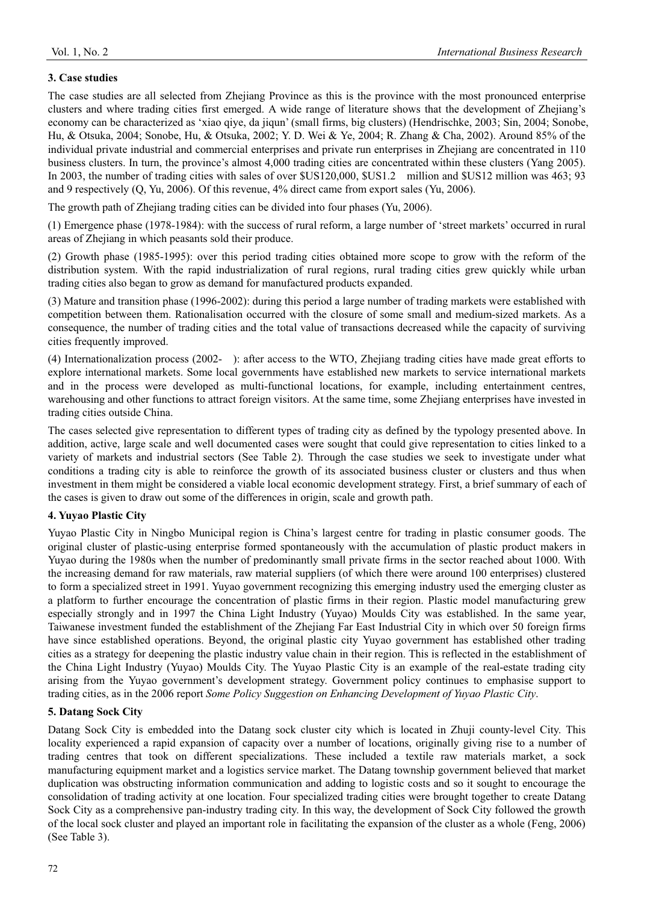### 3. Case studies

The case studies are all selected from Zhejiang Province as this is the province with the most pronounced enterprise clusters and where trading cities first emerged. A wide range of literature shows that the development of Zhejiang's economy can be characterized as 'xiao qiye, da jiqun' (small firms, big clusters) (Hendrischke, 2003; Sin, 2004; Sonobe, Hu, & Otsuka, 2004; Sonobe, Hu, & Otsuka, 2002; Y. D. Wei & Ye, 2004; R. Zhang & Cha, 2002). Around 85% of the individual private industrial and commercial enterprises and private run enterprises in Zhejiang are concentrated in 110 business clusters. In turn, the province's almost 4,000 trading cities are concentrated within these clusters (Yang 2005). In 2003, the number of trading cities with sales of over $US120,000, $US1.2 million and $US12 million was 463; 93 and 9 respectively (Q, Yu, 2006). Of this revenue, 4% direct came from export sales (Yu, 2006).

The growth path of Zhejiang trading cities can be divided into four phases (Yu, 2006).

(1) Emergence phase (1978-1984): with the success of rural reform, a large number of 'street markets' occurred in rural areas of Zhejiang in which peasants sold their produce.

(2) Growth phase (1985-1995): over this period trading cities obtained more scope to grow with the reform of the distribution system. With the rapid industrialization of rural regions, rural trading cities grew quickly while urban trading cities also began to grow as demand for manufactured products expanded.

(3) Mature and transition phase (1996-2002): during this period a large number of trading markets were established with competition between them. Rationalisation occurred with the closure of some small and medium-sized markets. As a consequence, the number of trading cities and the total value of transactions decreased while the capacity of surviving cities frequently improved.

(4) Internationalization process (2002- ): after access to the WTO, Zhejiang trading cities have made great efforts to explore international markets. Some local governments have established new markets to service international markets and in the process were developed as multi-functional locations, for example, including entertainment centres, warehousing and other functions to attract foreign visitors. At the same time, some Zhejiang enterprises have invested in trading cities outside China.

The cases selected give representation to different types of trading city as defined by the typology presented above. In addition, active, large scale and well documented cases were sought that could give representation to cities linked to a variety of markets and industrial sectors (See Table 2). Through the case studies we seek to investigate under what conditions a trading city is able to reinforce the growth of its associated business cluster or clusters and thus when investment in them might be considered a viable local economic development strategy. First, a brief summary of each of the cases is given to draw out some of the differences in origin, scale and growth path.

### 4. Yuyao Plastic City

Yuyao Plastic City in Ningbo Municipal region is China's largest centre for trading in plastic consumer goods. The original cluster of plastic-using enterprise formed spontaneously with the accumulation of plastic product makers in Yuyao during the 1980s when the number of predominantly small private firms in the sector reached about 1000. With the increasing demand for raw materials, raw material suppliers (of which there were around 100 enterprises) clustered to form a specialized street in 1991. Yuyao government recognizing this emerging industry used the emerging cluster as a platform to further encourage the concentration of plastic firms in their region. Plastic model manufacturing grew especially strongly and in 1997 the China Light Industry (Yuyao) Moulds City was established. In the same year, Taiwanese investment funded the establishment of the Zhejiang Far East Industrial City in which over 50 foreign firms have since established operations. Beyond, the original plastic city Yuyao government has established other trading cities as a strategy for deepening the plastic industry value chain in their region. This is reflected in the establishment of the China Light Industry (Yuyao) Moulds City. The Yuyao Plastic City is an example of the real-estate trading city arising from the Yuyao government's development strategy. Government policy continues to emphasise support to trading cities, as in the 2006 report *Some Policy Suggestion on Enhancing Development of Yuyao Plastic City*.

### 5. Datang Sock City

Datang Sock City is embedded into the Datang sock cluster city which is located in Zhuji county-level City. This locality experienced a rapid expansion of capacity over a number of locations, originally giving rise to a number of trading centres that took on different specializations. These included a textile raw materials market, a sock manufacturing equipment market and a logistics service market. The Datang township government believed that market duplication was obstructing information communication and adding to logistic costs and so it sought to encourage the consolidation of trading activity at one location. Four specialized trading cities were brought together to create Datang Sock City as a comprehensive pan-industry trading city. In this way, the development of Sock City followed the growth of the local sock cluster and played an important role in facilitating the expansion of the cluster as a whole (Feng, 2006) (See Table 3).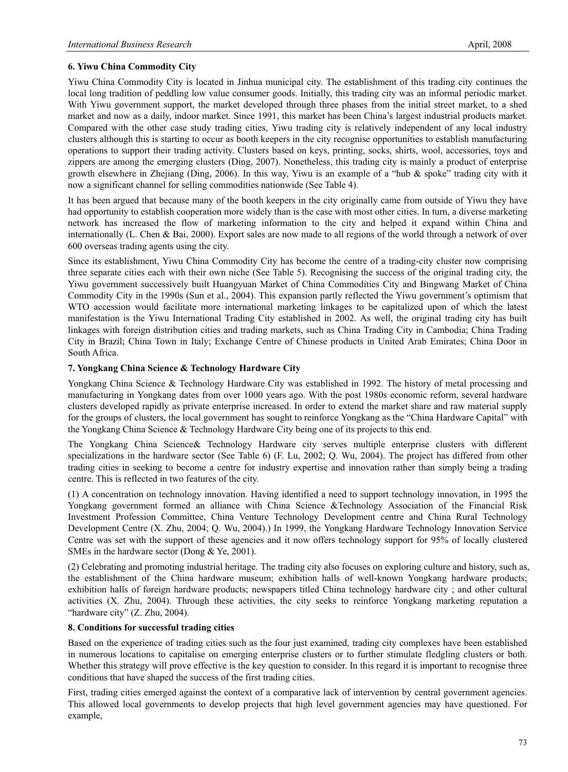### 6. Yiwu China Commodity City

Yiwu China Commodity City is located in Jinhua municipal city. The establishment of this trading city continues the local long tradition of peddling low value consumer goods. Initially, this trading city was an informal periodic market. With Yiwu government support, the market developed through three phases from the initial street market, to a shed market and now as a daily, indoor market. Since 1991, this market has been China's largest industrial products market. Compared with the other case study trading cities, Yiwu trading city is relatively independent of any local industry clusters although this is starting to occur as booth keepers in the city recognise opportunities to establish manufacturing operations to support their trading activity. Clusters based on keys, printing, socks, shirts, wool, accessories, toys and zippers are among the emerging clusters (Ding, 2007). Nonetheless, this trading city is mainly a product of enterprise growth elsewhere in Zhejiang (Ding, 2006). In this way, Yiwu is an example of a "hub & spoke" trading city with it now a significant channel for selling commodities nationwide (See Table 4).

It has been argued that because many of the booth keepers in the city originally came from outside of Yiwu they have had opportunity to establish cooperation more widely than is the case with most other cities. In turn, a diverse marketing network has increased the flow of marketing information to the city and helped it expand within China and internationally (L. Chen & Bai, 2000). Export sales are now made to all regions of the world through a network of over 600 overseas trading agents using the city.

Since its establishment, Yiwu China Commodity City has become the centre of a trading-city cluster now comprising three separate cities each with their own niche (See Table 5). Recognising the success of the original trading city, the Yiwu government successively built Huangyuan Market of China Commodities City and Bingwang Market of China Commodity City in the 1990s (Sun et al., 2004). This expansion partly reflected the Yiwu government's optimism that WTO accession would facilitate more international marketing linkages to be capitalized upon of which the latest manifestation is the Yiwu International Trading City established in 2002. As well, the original trading city has built linkages with foreign distribution cities and trading markets, such as China Trading City in Cambodia; China Trading City in Brazil; China Town in Italy; Exchange Centre of Chinese products in United Arab Emirates; China Door in South Africa.

### 7. Yongkang China Science & Technology Hardware City

Yongkang China Science & Technology Hardware City was established in 1992. The history of metal processing and manufacturing in Yongkang dates from over 1000 years ago. With the post 1980s economic reform, several hardware clusters developed rapidly as private enterprise increased. In order to extend the market share and raw material supply for the groups of clusters, the local government has sought to reinforce Yongkang as the "China Hardware Capital" with the Yongkang China Science & Technology Hardware City being one of its projects to this end.

The Yongkang China Science& Technology Hardware city serves multiple enterprise clusters with different specializations in the hardware sector (See Table 6) (F. Lu, 2002; Q. Wu, 2004). The project has differed from other trading cities in seeking to become a centre for industry expertise and innovation rather than simply being a trading centre. This is reflected in two features of the city.

(1) A concentration on technology innovation. Having identified a need to support technology innovation, in 1995 the Yongkang government formed an alliance with China Science &Technology Association of the Financial Risk Investment Profession Committee, China Venture Technology Development centre and China Rural Technology Development Centre (X. Zhu, 2004; Q. Wu, 2004).) In 1999, the Yongkang Hardware Technology Innovation Service Centre was set with the support of these agencies and it now offers technology support for 95% of locally clustered SMEs in the hardware sector (Dong & Ye, 2001).

(2) Celebrating and promoting industrial heritage. The trading city also focuses on exploring culture and history, such as, the establishment of the China hardware museum; exhibition halls of well-known Yongkang hardware products; exhibition halls of foreign hardware products; newspapers titled China technology hardware city ; and other cultural activities (X. Zhu, 2004). Through these activities, the city seeks to reinforce Yongkang marketing reputation a "hardware city" (Z. Zhu, 2004).

### 8. Conditions for successful trading cities

Based on the experience of trading cities such as the four just examined, trading city complexes have been established in numerous locations to capitalise on emerging enterprise clusters or to further stimulate fledgling clusters or both. Whether this strategy will prove effective is the key question to consider. In this regard it is important to recognise three conditions that have shaped the success of the first trading cities.

First, trading cities emerged against the context of a comparative lack of intervention by central government agencies. This allowed local governments to develop projects that high level government agencies may have questioned. For example,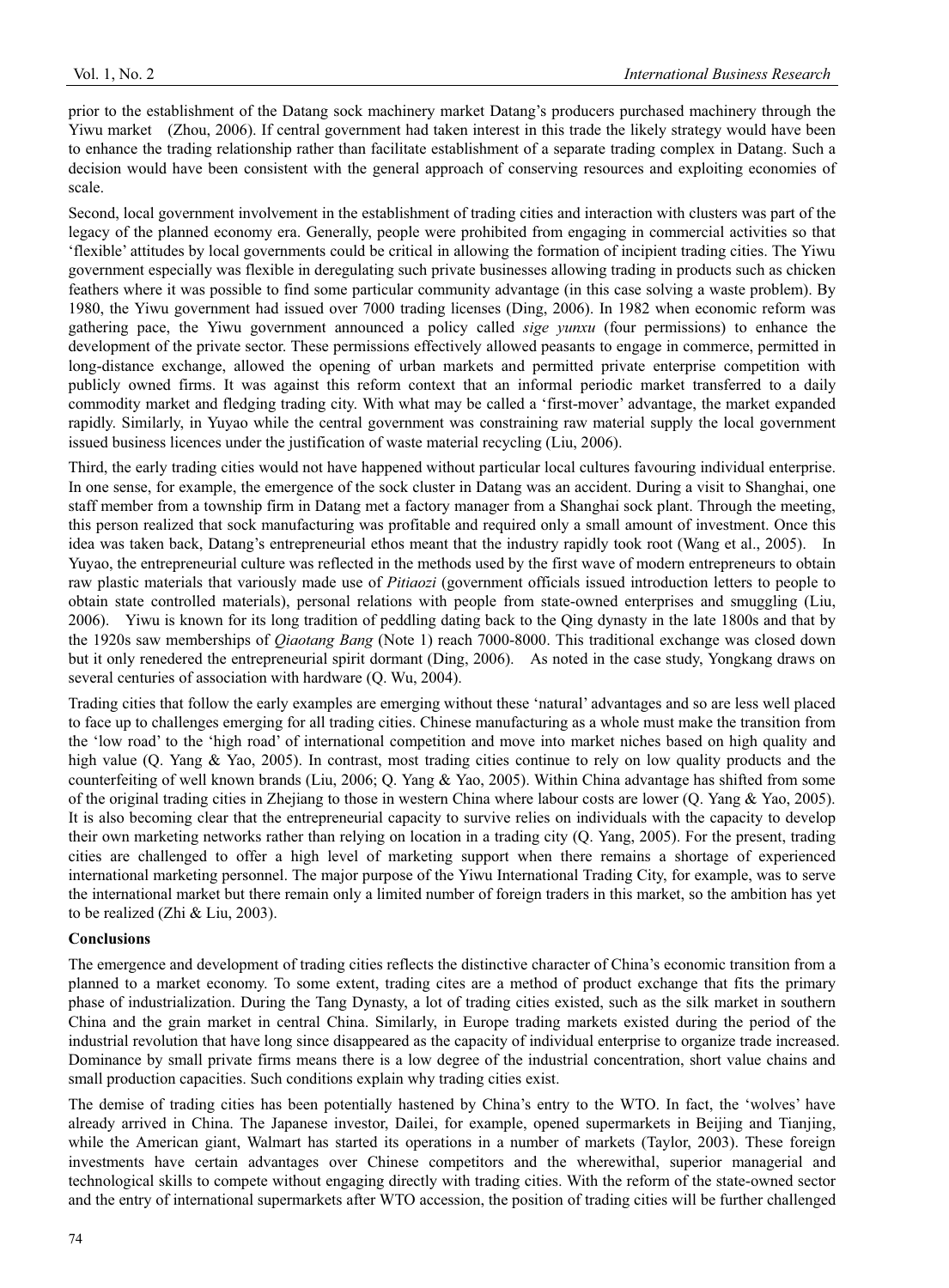prior to the establishment of the Datang sock machinery market Datang's producers purchased machinery through the Yiwu market (Zhou, 2006). If central government had taken interest in this trade the likely strategy would have been to enhance the trading relationship rather than facilitate establishment of a separate trading complex in Datang. Such a decision would have been consistent with the general approach of conserving resources and exploiting economies of scale.

Second, local government involvement in the establishment of trading cities and interaction with clusters was part of the legacy of the planned economy era. Generally, people were prohibited from engaging in commercial activities so that 'flexible' attitudes by local governments could be critical in allowing the formation of incipient trading cities. The Yiwu government especially was flexible in deregulating such private businesses allowing trading in products such as chicken feathers where it was possible to find some particular community advantage (in this case solving a waste problem). By 1980, the Yiwu government had issued over 7000 trading licenses (Ding, 2006). In 1982 when economic reform was gathering pace, the Yiwu government announced a policy called *sige yunxu* (four permissions) to enhance the development of the private sector. These permissions effectively allowed peasants to engage in commerce, permitted in long-distance exchange, allowed the opening of urban markets and permitted private enterprise competition with publicly owned firms. It was against this reform context that an informal periodic market transferred to a daily commodity market and fledging trading city. With what may be called a 'first-mover' advantage, the market expanded rapidly. Similarly, in Yuyao while the central government was constraining raw material supply the local government issued business licences under the justification of waste material recycling (Liu, 2006).

Third, the early trading cities would not have happened without particular local cultures favouring individual enterprise. In one sense, for example, the emergence of the sock cluster in Datang was an accident. During a visit to Shanghai, one staff member from a township firm in Datang met a factory manager from a Shanghai sock plant. Through the meeting, this person realized that sock manufacturing was profitable and required only a small amount of investment. Once this idea was taken back, Datang's entrepreneurial ethos meant that the industry rapidly took root (Wang et al., 2005). In Yuyao, the entrepreneurial culture was reflected in the methods used by the first wave of modern entrepreneurs to obtain raw plastic materials that variously made use of *Pitiaozi* (government officials issued introduction letters to people to obtain state controlled materials), personal relations with people from state-owned enterprises and smuggling (Liu, 2006). Yiwu is known for its long tradition of peddling dating back to the Qing dynasty in the late 1800s and that by the 1920s saw memberships of *Qiaotang Bang* (Note 1) reach 7000-8000. This traditional exchange was closed down but it only renedered the entrepreneurial spirit dormant (Ding, 2006). As noted in the case study, Yongkang draws on several centuries of association with hardware (Q. Wu, 2004).

Trading cities that follow the early examples are emerging without these 'natural' advantages and so are less well placed to face up to challenges emerging for all trading cities. Chinese manufacturing as a whole must make the transition from the 'low road' to the 'high road' of international competition and move into market niches based on high quality and high value (Q. Yang & Yao, 2005). In contrast, most trading cities continue to rely on low quality products and the counterfeiting of well known brands (Liu, 2006; Q. Yang & Yao, 2005). Within China advantage has shifted from some of the original trading cities in Zhejiang to those in western China where labour costs are lower (Q. Yang & Yao, 2005). It is also becoming clear that the entrepreneurial capacity to survive relies on individuals with the capacity to develop their own marketing networks rather than relying on location in a trading city (Q. Yang, 2005). For the present, trading cities are challenged to offer a high level of marketing support when there remains a shortage of experienced international marketing personnel. The major purpose of the Yiwu International Trading City, for example, was to serve the international market but there remain only a limited number of foreign traders in this market, so the ambition has yet to be realized (Zhi & Liu, 2003).

**Conclusions**

The emergence and development of trading cities reflects the distinctive character of China's economic transition from a planned to a market economy. To some extent, trading cites are a method of product exchange that fits the primary phase of industrialization. During the Tang Dynasty, a lot of trading cities existed, such as the silk market in southern China and the grain market in central China. Similarly, in Europe trading markets existed during the period of the industrial revolution that have long since disappeared as the capacity of individual enterprise to organize trade increased. Dominance by small private firms means there is a low degree of the industrial concentration, short value chains and small production capacities. Such conditions explain why trading cities exist.

The demise of trading cities has been potentially hastened by China's entry to the WTO. In fact, the 'wolves' have already arrived in China. The Japanese investor, Dailei, for example, opened supermarkets in Beijing and Tianjing, while the American giant, Walmart has started its operations in a number of markets (Taylor, 2003). These foreign investments have certain advantages over Chinese competitors and the wherewithal, superior managerial and technological skills to compete without engaging directly with trading cities. With the reform of the state-owned sector and the entry of international supermarkets after WTO accession, the position of trading cities will be further challenged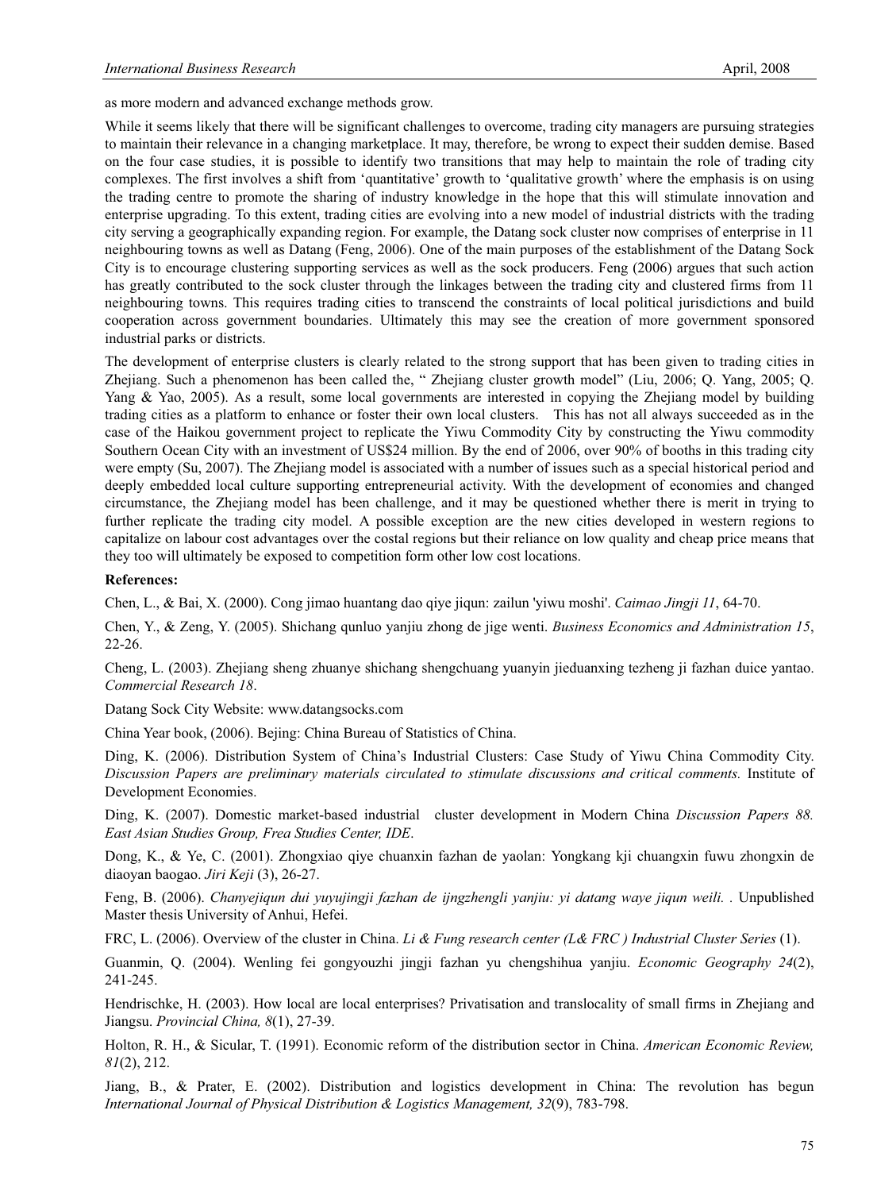as more modern and advanced exchange methods grow.

While it seems likely that there will be significant challenges to overcome, trading city managers are pursuing strategies to maintain their relevance in a changing marketplace. It may, therefore, be wrong to expect their sudden demise. Based on the four case studies, it is possible to identify two transitions that may help to maintain the role of trading city complexes. The first involves a shift from 'quantitative' growth to 'qualitative growth' where the emphasis is on using the trading centre to promote the sharing of industry knowledge in the hope that this will stimulate innovation and enterprise upgrading. To this extent, trading cities are evolving into a new model of industrial districts with the trading city serving a geographically expanding region. For example, the Datang sock cluster now comprises of enterprise in 11 neighbouring towns as well as Datang (Feng, 2006). One of the main purposes of the establishment of the Datang Sock City is to encourage clustering supporting services as well as the sock producers. Feng (2006) argues that such action has greatly contributed to the sock cluster through the linkages between the trading city and clustered firms from 11 neighbouring towns. This requires trading cities to transcend the constraints of local political jurisdictions and build cooperation across government boundaries. Ultimately this may see the creation of more government sponsored industrial parks or districts.

The development of enterprise clusters is clearly related to the strong support that has been given to trading cities in Zhejiang. Such a phenomenon has been called the, " Zhejiang cluster growth model" (Liu, 2006; Q. Yang, 2005; Q. Yang & Yao, 2005). As a result, some local governments are interested in copying the Zhejiang model by building trading cities as a platform to enhance or foster their own local clusters. This has not all always succeeded as in the case of the Haikou government project to replicate the Yiwu Commodity City by constructing the Yiwu commodity Southern Ocean City with an investment of US$24 million. By the end of 2006, over 90% of booths in this trading city were empty (Su, 2007). The Zhejiang model is associated with a number of issues such as a special historical period and deeply embedded local culture supporting entrepreneurial activity. With the development of economies and changed circumstance, the Zhejiang model has been challenge, and it may be questioned whether there is merit in trying to further replicate the trading city model. A possible exception are the new cities developed in western regions to capitalize on labour cost advantages over the costal regions but their reliance on low quality and cheap price means that they too will ultimately be exposed to competition form other low cost locations.

**References:**

Chen, L., & Bai, X. (2000). Cong jimao huantang dao qiye jiqun: zailun 'yiwu moshi'. *Caimao Jingji 11*, 64-70.

Chen, Y., & Zeng, Y. (2005). Shichang qunluo yanjiu zhong de jige wenti. *Business Economics and Administration 15*, 22-26.

Cheng, L. (2003). Zhejiang sheng zhuanye shichang shengchuang yuanyin jieduanxing tezheng ji fazhan duice yantao. *Commercial Research 18*.

Datang Sock City Website: www.datangsocks.com

China Year book, (2006). Bejing: China Bureau of Statistics of China.

Ding, K. (2006). Distribution System of China's Industrial Clusters: Case Study of Yiwu China Commodity City. *Discussion Papers are preliminary materials circulated to stimulate discussions and critical comments.* Institute of Development Economies.

Ding, K. (2007). Domestic market-based industrial cluster development in Modern China *Discussion Papers 88. East Asian Studies Group, Frea Studies Center, IDE*.

Dong, K., & Ye, C. (2001). Zhongxiao qiye chuanxin fazhan de yaolan: Yongkang kji chuangxin fuwu zhongxin de diaoyan baogao. *Jiri Keji* (3), 26-27.

Feng, B. (2006). *Chanyejiqun dui yuyujingji fazhan de ijngzhengli yanjiu: yi datang waye jiqun weili. .* Unpublished Master thesis University of Anhui, Hefei.

FRC, L. (2006). Overview of the cluster in China. *Li & Fung research center (L& FRC ) Industrial Cluster Series* (1).

Guanmin, Q. (2004). Wenling fei gongyouzhi jingji fazhan yu chengshihua yanjiu. *Economic Geography 24*(2), 241-245.

Hendrischke, H. (2003). How local are local enterprises? Privatisation and translocality of small firms in Zhejiang and Jiangsu. *Provincial China, 8*(1), 27-39.

Holton, R. H., & Sicular, T. (1991). Economic reform of the distribution sector in China. *American Economic Review, 81*(2), 212.

Jiang, B., & Prater, E. (2002). Distribution and logistics development in China: The revolution has begun *International Journal of Physical Distribution & Logistics Management, 32*(9), 783-798.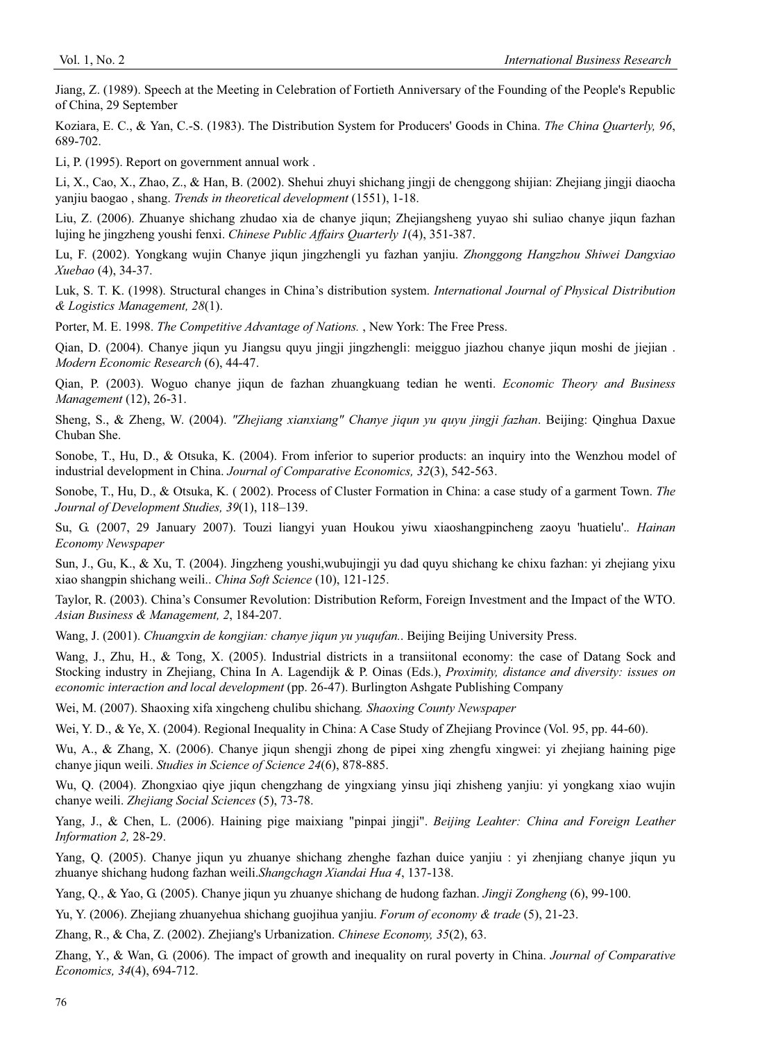Jiang, Z. (1989). Speech at the Meeting in Celebration of Fortieth Anniversary of the Founding of the People's Republic of China, 29 September

Koziara, E. C., & Yan, C.-S. (1983). The Distribution System for Producers' Goods in China. *The China Quarterly, 96*, 689-702.

Li, P. (1995). Report on government annual work .

Li, X., Cao, X., Zhao, Z., & Han, B. (2002). Shehui zhuyi shichang jingji de chenggong shijian: Zhejiang jingji diaocha yanjiu baogao , shang. *Trends in theoretical development* (1551), 1-18.

Liu, Z. (2006). Zhuanye shichang zhudao xia de chanye jiqun; Zhejiangsheng yuyao shi suliao chanye jiqun fazhan lujing he jingzheng youshi fenxi. *Chinese Public Affairs Quarterly 1*(4), 351-387.

Lu, F. (2002). Yongkang wujin Chanye jiqun jingzhengli yu fazhan yanjiu. *Zhonggong Hangzhou Shiwei Dangxiao Xuebao* (4), 34-37.

Luk, S. T. K. (1998). Structural changes in China's distribution system. *International Journal of Physical Distribution & Logistics Management, 28*(1).

Porter, M. E. 1998. *The Competitive Advantage of Nations.* , New York: The Free Press.

Qian, D. (2004). Chanye jiqun yu Jiangsu quyu jingji jingzhengli: meigguo jiazhou chanye jiqun moshi de jiejian . *Modern Economic Research* (6), 44-47.

Qian, P. (2003). Woguo chanye jiqun de fazhan zhuangkuang tedian he wenti. *Economic Theory and Business Management* (12), 26-31.

Sheng, S., & Zheng, W. (2004). *"Zhejiang xianxiang" Chanye jiqun yu quyu jingji fazhan*. Beijing: Qinghua Daxue Chuban She.

Sonobe, T., Hu, D., & Otsuka, K. (2004). From inferior to superior products: an inquiry into the Wenzhou model of industrial development in China. *Journal of Comparative Economics, 32*(3), 542-563.

Sonobe, T., Hu, D., & Otsuka, K. ( 2002). Process of Cluster Formation in China: a case study of a garment Town. *The Journal of Development Studies, 39*(1), 118–139.

Su, G. (2007, 29 January 2007). Touzi liangyi yuan Houkou yiwu xiaoshangpincheng zaoyu 'huatielu'.. *Hainan Economy Newspaper*

Sun, J., Gu, K., & Xu, T. (2004). Jingzheng youshi,wubujingji yu dad quyu shichang ke chixu fazhan: yi zhejiang yixu xiao shangpin shichang weili.. *China Soft Science* (10), 121-125.

Taylor, R. (2003). China's Consumer Revolution: Distribution Reform, Foreign Investment and the Impact of the WTO. *Asian Business & Management, 2*, 184-207.

Wang, J. (2001). *Chuangxin de kongjian: chanye jiqun yu yuqufan.*. Beijing Beijing University Press.

Wang, J., Zhu, H., & Tong, X. (2005). Industrial districts in a transiitonal economy: the case of Datang Sock and Stocking industry in Zhejiang, China In A. Lagendijk & P. Oinas (Eds.), *Proximity, distance and diversity: issues on economic interaction and local development* (pp. 26-47). Burlington Ashgate Publishing Company

Wei, M. (2007). Shaoxing xifa xingcheng chulibu shichang*. Shaoxing County Newspaper*

Wei, Y. D., & Ye, X. (2004). Regional Inequality in China: A Case Study of Zhejiang Province (Vol. 95, pp. 44-60).

Wu, A., & Zhang, X. (2006). Chanye jiqun shengji zhong de pipei xing zhengfu xingwei: yi zhejiang haining pige chanye jiqun weili. *Studies in Science of Science 24*(6), 878-885.

Wu, Q. (2004). Zhongxiao qiye jiqun chengzhang de yingxiang yinsu jiqi zhisheng yanjiu: yi yongkang xiao wujin chanye weili. *Zhejiang Social Sciences* (5), 73-78.

Yang, J., & Chen, L. (2006). Haining pige maixiang "pinpai jingji". *Beijing Leahter: China and Foreign Leather Information 2,* 28-29.

Yang, Q. (2005). Chanye jiqun yu zhuanye shichang zhenghe fazhan duice yanjiu : yi zhenjiang chanye jiqun yu zhuanye shichang hudong fazhan weili.*Shangchagn Xiandai Hua 4*, 137-138.

Yang, Q., & Yao, G. (2005). Chanye jiqun yu zhuanye shichang de hudong fazhan. *Jingji Zongheng* (6), 99-100.

Yu, Y. (2006). Zhejiang zhuanyehua shichang guojihua yanjiu. *Forum of economy & trade* (5), 21-23.

Zhang, R., & Cha, Z. (2002). Zhejiang's Urbanization. *Chinese Economy, 35*(2), 63.

Zhang, Y., & Wan, G. (2006). The impact of growth and inequality on rural poverty in China. *Journal of Comparative Economics, 34*(4), 694-712.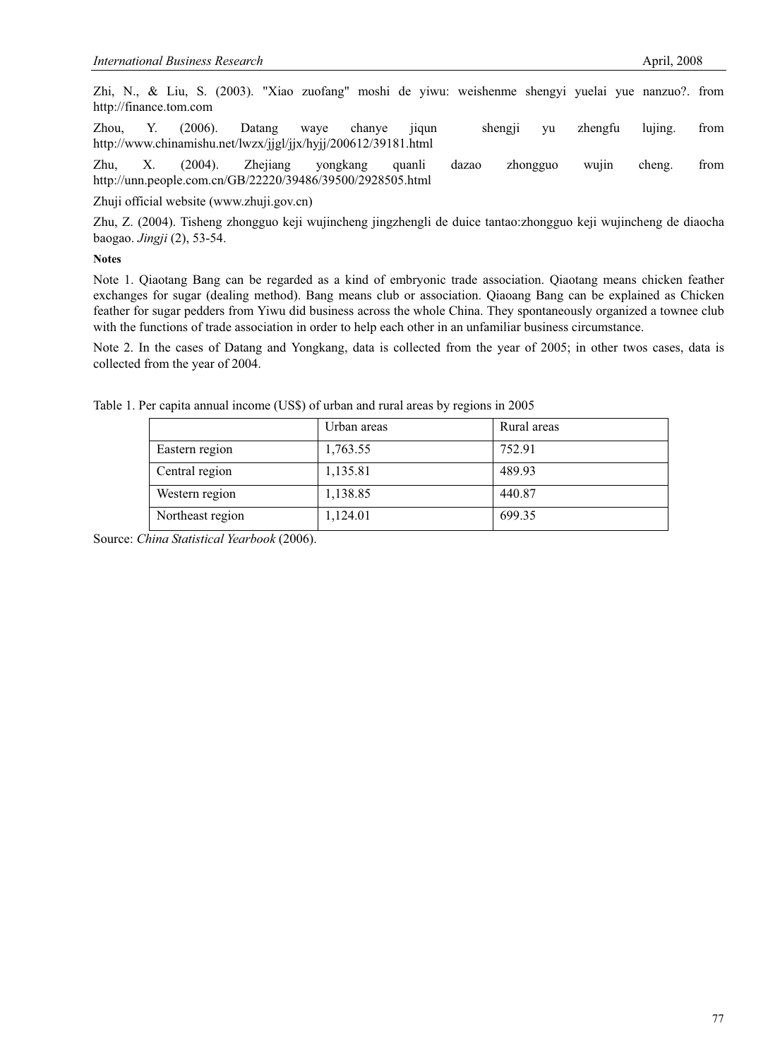Zhi, N., & Liu, S. (2003). "Xiao zuofang" moshi de yiwu: weishenme shengyi yuelai yue nanzuo?. from http://finance.tom.com

Zhou, Y. (2006). Datang waye chanye jiqun shengji yu zhengfu lujing. from http://www.chinamishu.net/lwzx/jjgl/jjx/hyjj/200612/39181.html

Zhu, X. (2004). Zhejiang yongkang quanli dazao zhongguo wujin cheng. from http://unn.people.com.cn/GB/22220/39486/39500/2928505.html

Zhuji official website (www.zhuji.gov.cn)

Zhu, Z. (2004). Tisheng zhongguo keji wujincheng jingzhengli de duice tantao:zhongguo keji wujincheng de diaocha baogao. *Jingji* (2), 53-54.

**Notes**

Note 1. Qiaotang Bang can be regarded as a kind of embryonic trade association. Qiaotang means chicken feather exchanges for sugar (dealing method). Bang means club or association. Qiaoang Bang can be explained as Chicken feather for sugar pedders from Yiwu did business across the whole China. They spontaneously organized a townee club with the functions of trade association in order to help each other in an unfamiliar business circumstance.

Note 2. In the cases of Datang and Yongkang, data is collected from the year of 2005; in other twos cases, data is collected from the year of 2004.

Table 1. Per capita annual income (US$) of urban and rural areas by regions in 2005

| | Urban areas | Rural areas |
|---|---|---|
| Eastern region | 1,763.55 | 752.91 |
| Central region | 1,135.81 | 489.93 |
| Western region | 1,138.85 | 440.87 |
| Northeast region | 1,124.01 | 699.35 |

Source: *China Statistical Yearbook* (2006).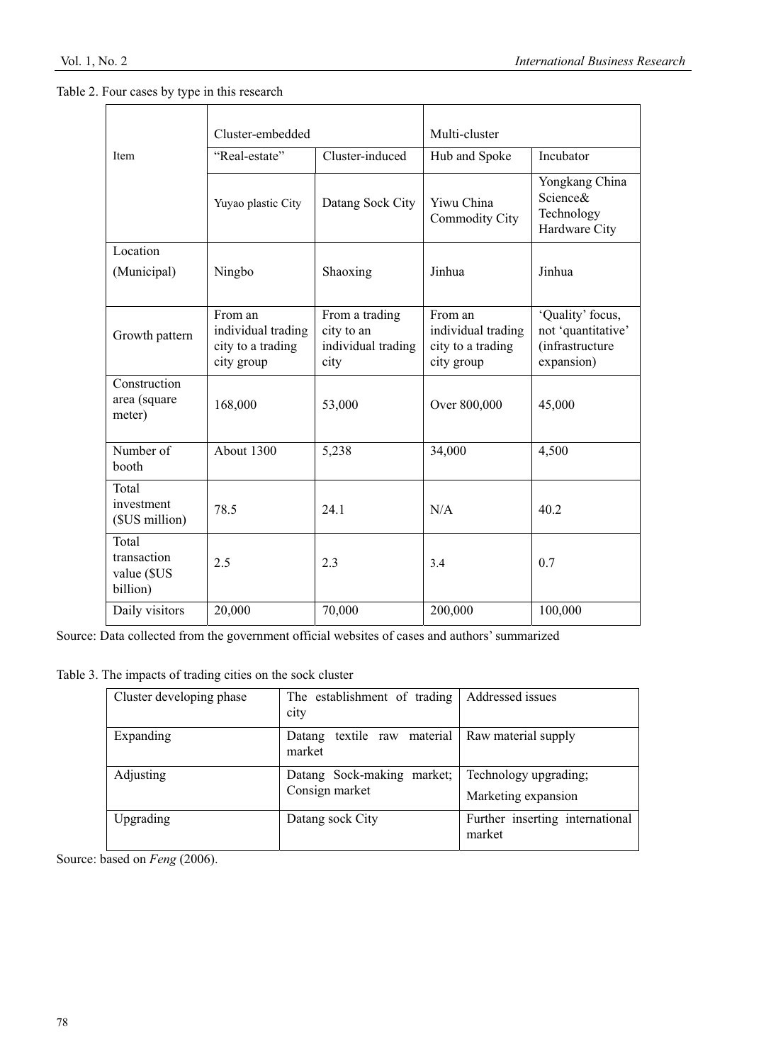Table 2. Four cases by type in this research

| Item | Cluster-embedded | | Multi-cluster | |
|---|---|---|---|---|
| | "Real-estate" | Cluster-induced | Hub and Spoke | Incubator |
| | Yuyao plastic City | Datang Sock City | Yiwu China Commodity City | Yongkang China Science& Technology Hardware City |
| Location (Municipal) | Ningbo | Shaoxing | Jinhua | Jinhua |
| Growth pattern | From an individual trading city to a trading city group | From a trading city to an individual trading city | From an individual trading city to a trading city group | 'Quality' focus, not 'quantitative' (infrastructure expansion) |
| Construction area (square meter) | 168,000 | 53,000 | Over 800,000 | 45,000 |
| Number of booth | About 1300 | 5,238 | 34,000 | 4,500 |
| Total investment ($US million) | 78.5 | 24.1 | N/A | 40.2 |
| Total transaction value ($US billion) | 2.5 | 2.3 | 3.4 | 0.7 |
| Daily visitors | 20,000 | 70,000 | 200,000 | 100,000 |

Source: Data collected from the government official websites of cases and authors' summarized

Table 3. The impacts of trading cities on the sock cluster

| Cluster developing phase | The establishment of trading city | Addressed issues |
|---|---|---|
| Expanding | Datang textile raw material market | Raw material supply |
| Adjusting | Datang Sock-making market; Consign market | Technology upgrading; Marketing expansion |
| Upgrading | Datang sock City | Further inserting international market |

Source: based on *Feng* (2006).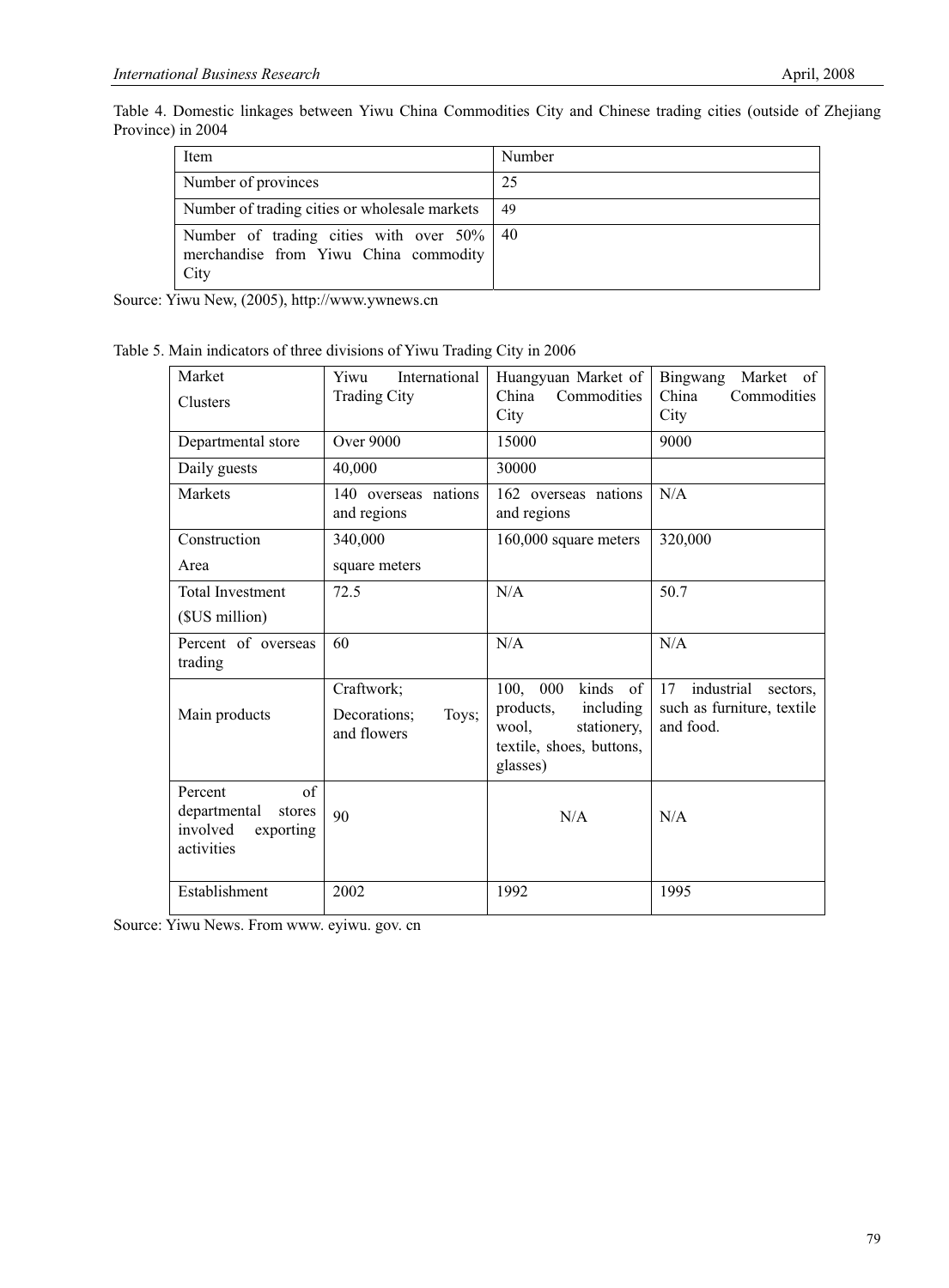Table 4. Domestic linkages between Yiwu China Commodities City and Chinese trading cities (outside of Zhejiang Province) in 2004

| Item | Number |
| --- | --- |
| Number of provinces | 25 |
| Number of trading cities or wholesale markets | 49 |
| Number of trading cities with over 50% merchandise from Yiwu China commodity City | 40 |

Source: Yiwu New, (2005), http://www.ywnews.cn

Table 5. Main indicators of three divisions of Yiwu Trading City in 2006

| Market Clusters | Yiwu International Trading City | Huangyuan Market of China Commodities City | Bingwang Market of China Commodities City |
| --- | --- | --- | --- |
| Departmental store | Over 9000 | 15000 | 9000 |
| Daily guests | 40,000 | 30000 | |
| Markets | 140 overseas nations and regions | 162 overseas nations and regions | N/A |
| Construction Area | 340,000 square meters | 160,000 square meters | 320,000 |
| Total Investment ($US million) | 72.5 | N/A | 50.7 |
| Percent of overseas trading | 60 | N/A | N/A |
| Main products | Craftwork; Decorations; Toys; and flowers | 100, 000 kinds of products, including wool, stationery, textile, shoes, buttons, glasses) | 17 industrial sectors, such as furniture, textile and food. |
| Percent of departmental stores involved exporting activities | 90 | N/A | N/A |
| Establishment | 2002 | 1992 | 1995 |

Source: Yiwu News. From www. eyiwu. gov. cn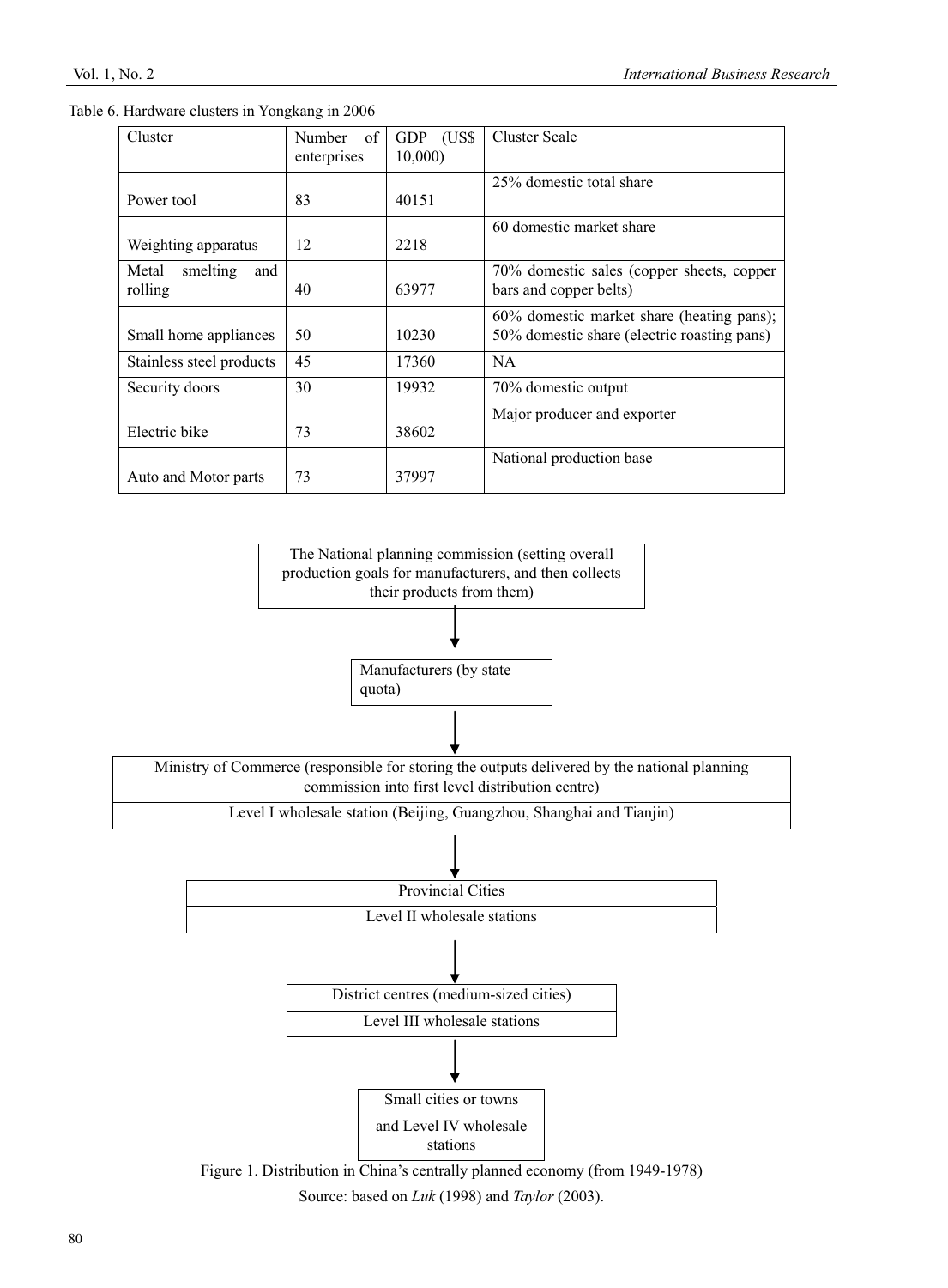Table 6. Hardware clusters in Yongkang in 2006

| Cluster | Number of enterprises | GDP (US$ 10,000) | Cluster Scale |
|---|---|---|---|
| Power tool | 83 | 40151 | 25% domestic total share |
| Weighting apparatus | 12 | 2218 | 60 domestic market share |
| Metal smelting and rolling | 40 | 63977 | 70% domestic sales (copper sheets, copper bars and copper belts) |
| Small home appliances | 50 | 10230 | 60% domestic market share (heating pans); 50% domestic share (electric roasting pans) |
| Stainless steel products | 45 | 17360 | NA |
| Security doors | 30 | 19932 | 70% domestic output |
| Electric bike | 73 | 38602 | Major producer and exporter |
| Auto and Motor parts | 73 | 37997 | National production base |

The National planning commission (setting overall production goals for manufacturers, and then collects their products from them)

↓

Manufacturers (by state quota)

↓

Ministry of Commerce (responsible for storing the outputs delivered by the national planning commission into first level distribution centre)

Level I wholesale station (Beijing, Guangzhou, Shanghai and Tianjin)

↓

Provincial Cities

Level II wholesale stations

↓

District centres (medium-sized cities)

Level III wholesale stations

↓

Small cities or towns

and Level IV wholesale stations

Figure 1. Distribution in China's centrally planned economy (from 1949-1978)

Source: based on *Luk* (1998) and *Taylor* (2003).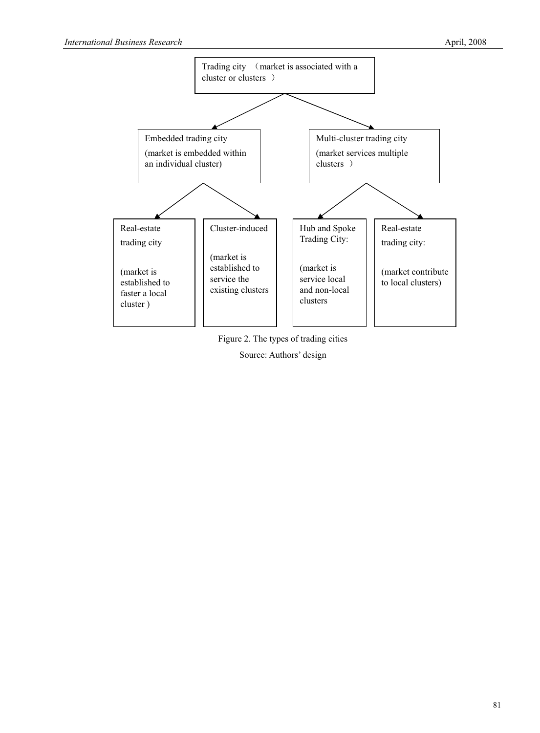Trading city （market is associated with a cluster or clusters ）

Embedded trading city

(market is embedded within an individual cluster)

Multi-cluster trading city

(market services multiple clusters ）

Real-estate trading city

(market is established to faster a local cluster )

Cluster-induced

(market is established to service the existing clusters

Hub and Spoke Trading City:

(market is service local and non-local clusters

Real-estate trading city:

(market contribute to local clusters)

Figure 2. The types of trading cities

Source: Authors' design